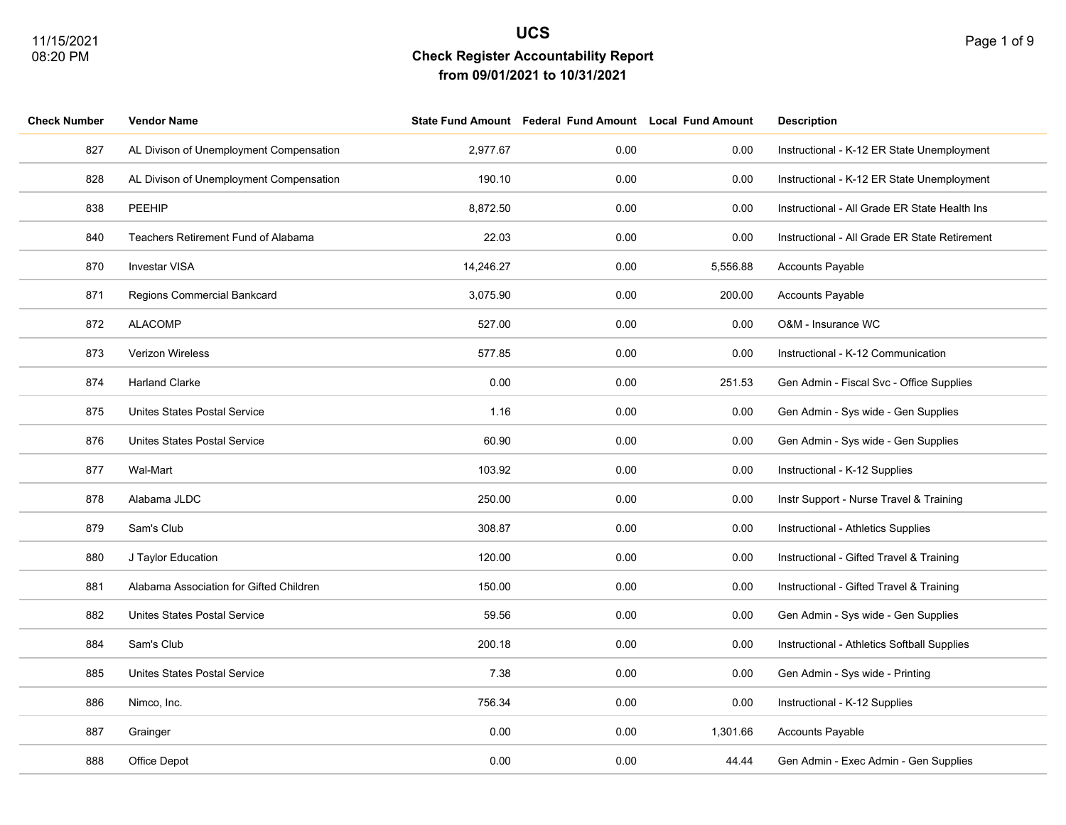# UCS

## Check Register Accountability Report

### from 09/01/2021 to 10/31/2021

11/15/2021
08:20 PM

| Check Number | Vendor Name | State Fund Amount | Federal Fund Amount | Local Fund Amount | Description |
|---|---|---|---|---|---|
| 827 | AL Divison of Unemployment Compensation | 2,977.67 | 0.00 | 0.00 | Instructional - K-12 ER State Unemployment |
| 828 | AL Divison of Unemployment Compensation | 190.10 | 0.00 | 0.00 | Instructional - K-12 ER State Unemployment |
| 838 | PEEHIP | 8,872.50 | 0.00 | 0.00 | Instructional - All Grade ER State Health Ins |
| 840 | Teachers Retirement Fund of Alabama | 22.03 | 0.00 | 0.00 | Instructional - All Grade ER State Retirement |
| 870 | Investar VISA | 14,246.27 | 0.00 | 5,556.88 | Accounts Payable |
| 871 | Regions Commercial Bankcard | 3,075.90 | 0.00 | 200.00 | Accounts Payable |
| 872 | ALACOMP | 527.00 | 0.00 | 0.00 | O&M - Insurance WC |
| 873 | Verizon Wireless | 577.85 | 0.00 | 0.00 | Instructional - K-12 Communication |
| 874 | Harland Clarke | 0.00 | 0.00 | 251.53 | Gen Admin - Fiscal Svc - Office Supplies |
| 875 | Unites States Postal Service | 1.16 | 0.00 | 0.00 | Gen Admin - Sys wide - Gen Supplies |
| 876 | Unites States Postal Service | 60.90 | 0.00 | 0.00 | Gen Admin - Sys wide - Gen Supplies |
| 877 | Wal-Mart | 103.92 | 0.00 | 0.00 | Instructional - K-12 Supplies |
| 878 | Alabama JLDC | 250.00 | 0.00 | 0.00 | Instr Support - Nurse Travel & Training |
| 879 | Sam's Club | 308.87 | 0.00 | 0.00 | Instructional - Athletics Supplies |
| 880 | J Taylor Education | 120.00 | 0.00 | 0.00 | Instructional - Gifted Travel & Training |
| 881 | Alabama Association for Gifted Children | 150.00 | 0.00 | 0.00 | Instructional - Gifted Travel & Training |
| 882 | Unites States Postal Service | 59.56 | 0.00 | 0.00 | Gen Admin - Sys wide - Gen Supplies |
| 884 | Sam's Club | 200.18 | 0.00 | 0.00 | Instructional - Athletics Softball Supplies |
| 885 | Unites States Postal Service | 7.38 | 0.00 | 0.00 | Gen Admin - Sys wide - Printing |
| 886 | Nimco, Inc. | 756.34 | 0.00 | 0.00 | Instructional - K-12 Supplies |
| 887 | Grainger | 0.00 | 0.00 | 1,301.66 | Accounts Payable |
| 888 | Office Depot | 0.00 | 0.00 | 44.44 | Gen Admin - Exec Admin - Gen Supplies |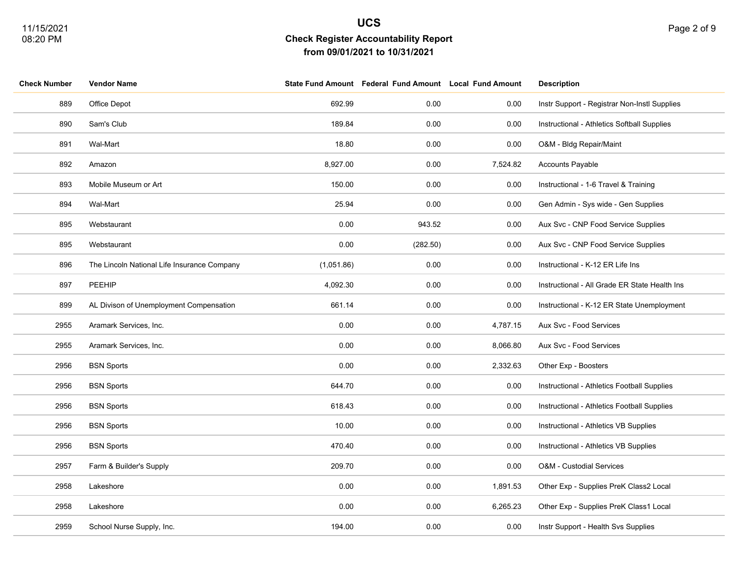# UCS

## Check Register Accountability Report

### from 09/01/2021 to 10/31/2021

| Check Number | Vendor Name | State Fund Amount | Federal Fund Amount | Local Fund Amount | Description |
|---|---|---|---|---|---|
| 889 | Office Depot | 692.99 | 0.00 | 0.00 | Instr Support - Registrar Non-Instl Supplies |
| 890 | Sam's Club | 189.84 | 0.00 | 0.00 | Instructional - Athletics Softball Supplies |
| 891 | Wal-Mart | 18.80 | 0.00 | 0.00 | O&M - Bldg Repair/Maint |
| 892 | Amazon | 8,927.00 | 0.00 | 7,524.82 | Accounts Payable |
| 893 | Mobile Museum or Art | 150.00 | 0.00 | 0.00 | Instructional - 1-6 Travel & Training |
| 894 | Wal-Mart | 25.94 | 0.00 | 0.00 | Gen Admin - Sys wide - Gen Supplies |
| 895 | Webstaurant | 0.00 | 943.52 | 0.00 | Aux Svc - CNP Food Service Supplies |
| 895 | Webstaurant | 0.00 | (282.50) | 0.00 | Aux Svc - CNP Food Service Supplies |
| 896 | The Lincoln National Life Insurance Company | (1,051.86) | 0.00 | 0.00 | Instructional - K-12 ER Life Ins |
| 897 | PEEHIP | 4,092.30 | 0.00 | 0.00 | Instructional - All Grade ER State Health Ins |
| 899 | AL Divison of Unemployment Compensation | 661.14 | 0.00 | 0.00 | Instructional - K-12 ER State Unemployment |
| 2955 | Aramark Services, Inc. | 0.00 | 0.00 | 4,787.15 | Aux Svc - Food Services |
| 2955 | Aramark Services, Inc. | 0.00 | 0.00 | 8,066.80 | Aux Svc - Food Services |
| 2956 | BSN Sports | 0.00 | 0.00 | 2,332.63 | Other Exp - Boosters |
| 2956 | BSN Sports | 644.70 | 0.00 | 0.00 | Instructional - Athletics Football Supplies |
| 2956 | BSN Sports | 618.43 | 0.00 | 0.00 | Instructional - Athletics Football Supplies |
| 2956 | BSN Sports | 10.00 | 0.00 | 0.00 | Instructional - Athletics VB Supplies |
| 2956 | BSN Sports | 470.40 | 0.00 | 0.00 | Instructional - Athletics VB Supplies |
| 2957 | Farm & Builder's Supply | 209.70 | 0.00 | 0.00 | O&M - Custodial Services |
| 2958 | Lakeshore | 0.00 | 0.00 | 1,891.53 | Other Exp - Supplies PreK Class2 Local |
| 2958 | Lakeshore | 0.00 | 0.00 | 6,265.23 | Other Exp - Supplies PreK Class1 Local |
| 2959 | School Nurse Supply, Inc. | 194.00 | 0.00 | 0.00 | Instr Support - Health Svs Supplies |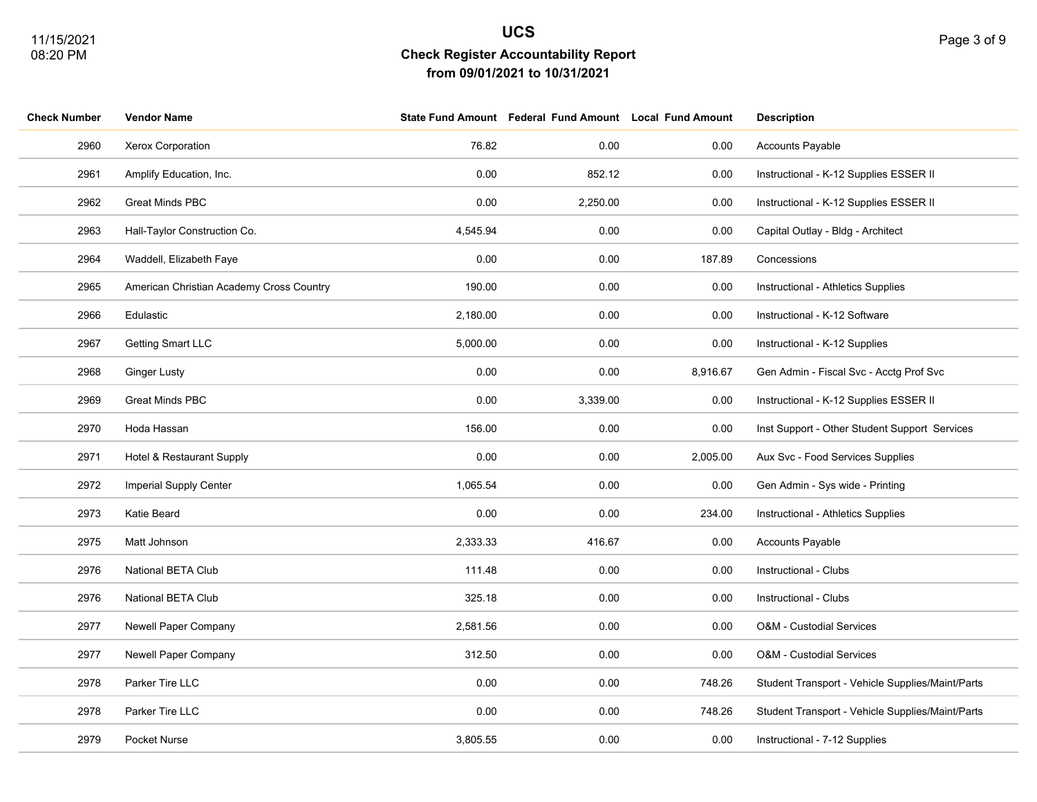# UCS

## Check Register Accountability Report

### from 09/01/2021 to 10/31/2021

11/15/2021
08:20 PM

| Check Number | Vendor Name | State Fund Amount | Federal Fund Amount | Local Fund Amount | Description |
|---|---|---|---|---|---|
| 2960 | Xerox Corporation | 76.82 | 0.00 | 0.00 | Accounts Payable |
| 2961 | Amplify Education, Inc. | 0.00 | 852.12 | 0.00 | Instructional - K-12 Supplies ESSER II |
| 2962 | Great Minds PBC | 0.00 | 2,250.00 | 0.00 | Instructional - K-12 Supplies ESSER II |
| 2963 | Hall-Taylor Construction Co. | 4,545.94 | 0.00 | 0.00 | Capital Outlay - Bldg - Architect |
| 2964 | Waddell, Elizabeth Faye | 0.00 | 0.00 | 187.89 | Concessions |
| 2965 | American Christian Academy Cross Country | 190.00 | 0.00 | 0.00 | Instructional - Athletics Supplies |
| 2966 | Edulastic | 2,180.00 | 0.00 | 0.00 | Instructional - K-12 Software |
| 2967 | Getting Smart LLC | 5,000.00 | 0.00 | 0.00 | Instructional - K-12 Supplies |
| 2968 | Ginger Lusty | 0.00 | 0.00 | 8,916.67 | Gen Admin - Fiscal Svc - Acctg Prof Svc |
| 2969 | Great Minds PBC | 0.00 | 3,339.00 | 0.00 | Instructional - K-12 Supplies ESSER II |
| 2970 | Hoda Hassan | 156.00 | 0.00 | 0.00 | Inst Support - Other Student Support Services |
| 2971 | Hotel & Restaurant Supply | 0.00 | 0.00 | 2,005.00 | Aux Svc - Food Services Supplies |
| 2972 | Imperial Supply Center | 1,065.54 | 0.00 | 0.00 | Gen Admin - Sys wide - Printing |
| 2973 | Katie Beard | 0.00 | 0.00 | 234.00 | Instructional - Athletics Supplies |
| 2975 | Matt Johnson | 2,333.33 | 416.67 | 0.00 | Accounts Payable |
| 2976 | National BETA Club | 111.48 | 0.00 | 0.00 | Instructional - Clubs |
| 2976 | National BETA Club | 325.18 | 0.00 | 0.00 | Instructional - Clubs |
| 2977 | Newell Paper Company | 2,581.56 | 0.00 | 0.00 | O&M - Custodial Services |
| 2977 | Newell Paper Company | 312.50 | 0.00 | 0.00 | O&M - Custodial Services |
| 2978 | Parker Tire LLC | 0.00 | 0.00 | 748.26 | Student Transport - Vehicle Supplies/Maint/Parts |
| 2978 | Parker Tire LLC | 0.00 | 0.00 | 748.26 | Student Transport - Vehicle Supplies/Maint/Parts |
| 2979 | Pocket Nurse | 3,805.55 | 0.00 | 0.00 | Instructional - 7-12 Supplies |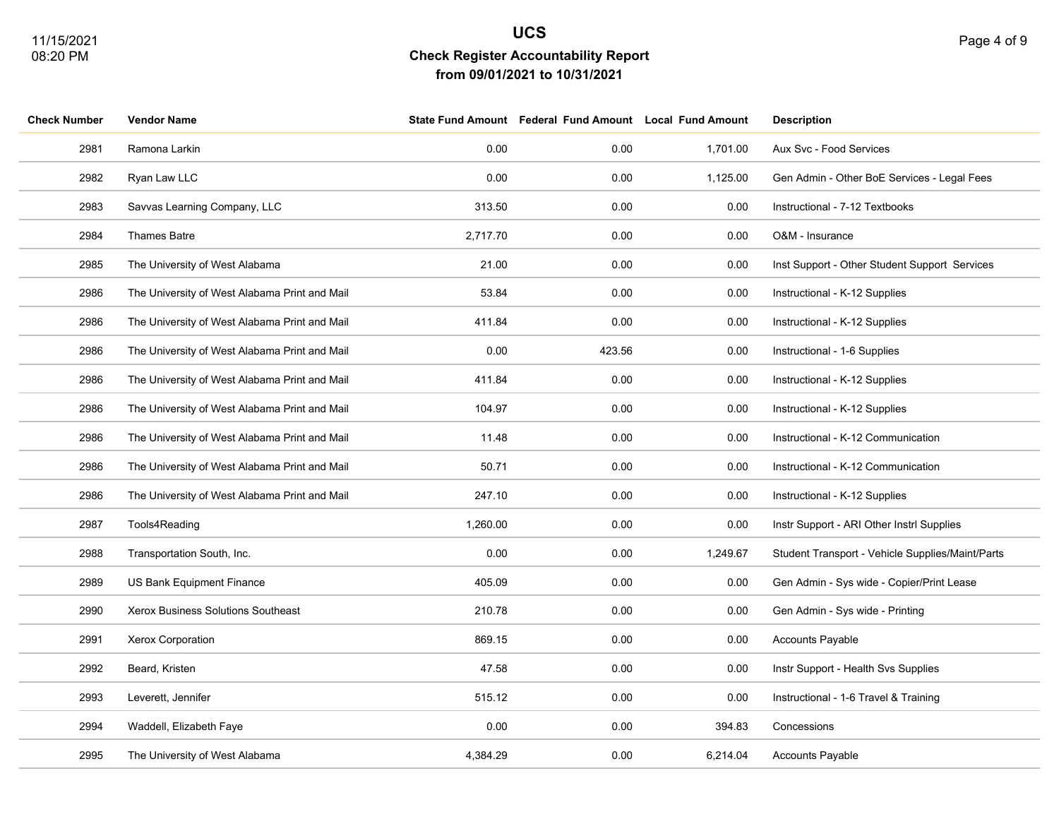# UCS

## Check Register Accountability Report

### from 09/01/2021 to 10/31/2021

| Check Number | Vendor Name | State Fund Amount | Federal Fund Amount | Local Fund Amount | Description |
|---|---|---|---|---|---|
| 2981 | Ramona Larkin | 0.00 | 0.00 | 1,701.00 | Aux Svc - Food Services |
| 2982 | Ryan Law LLC | 0.00 | 0.00 | 1,125.00 | Gen Admin - Other BoE Services - Legal Fees |
| 2983 | Savvas Learning Company, LLC | 313.50 | 0.00 | 0.00 | Instructional - 7-12 Textbooks |
| 2984 | Thames Batre | 2,717.70 | 0.00 | 0.00 | O&M - Insurance |
| 2985 | The University of West Alabama | 21.00 | 0.00 | 0.00 | Inst Support - Other Student Support Services |
| 2986 | The University of West Alabama Print and Mail | 53.84 | 0.00 | 0.00 | Instructional - K-12 Supplies |
| 2986 | The University of West Alabama Print and Mail | 411.84 | 0.00 | 0.00 | Instructional - K-12 Supplies |
| 2986 | The University of West Alabama Print and Mail | 0.00 | 423.56 | 0.00 | Instructional - 1-6 Supplies |
| 2986 | The University of West Alabama Print and Mail | 411.84 | 0.00 | 0.00 | Instructional - K-12 Supplies |
| 2986 | The University of West Alabama Print and Mail | 104.97 | 0.00 | 0.00 | Instructional - K-12 Supplies |
| 2986 | The University of West Alabama Print and Mail | 11.48 | 0.00 | 0.00 | Instructional - K-12 Communication |
| 2986 | The University of West Alabama Print and Mail | 50.71 | 0.00 | 0.00 | Instructional - K-12 Communication |
| 2986 | The University of West Alabama Print and Mail | 247.10 | 0.00 | 0.00 | Instructional - K-12 Supplies |
| 2987 | Tools4Reading | 1,260.00 | 0.00 | 0.00 | Instr Support - ARI Other Instrl Supplies |
| 2988 | Transportation South, Inc. | 0.00 | 0.00 | 1,249.67 | Student Transport - Vehicle Supplies/Maint/Parts |
| 2989 | US Bank Equipment Finance | 405.09 | 0.00 | 0.00 | Gen Admin - Sys wide - Copier/Print Lease |
| 2990 | Xerox Business Solutions Southeast | 210.78 | 0.00 | 0.00 | Gen Admin - Sys wide - Printing |
| 2991 | Xerox Corporation | 869.15 | 0.00 | 0.00 | Accounts Payable |
| 2992 | Beard, Kristen | 47.58 | 0.00 | 0.00 | Instr Support - Health Svs Supplies |
| 2993 | Leverett, Jennifer | 515.12 | 0.00 | 0.00 | Instructional - 1-6 Travel & Training |
| 2994 | Waddell, Elizabeth Faye | 0.00 | 0.00 | 394.83 | Concessions |
| 2995 | The University of West Alabama | 4,384.29 | 0.00 | 6,214.04 | Accounts Payable |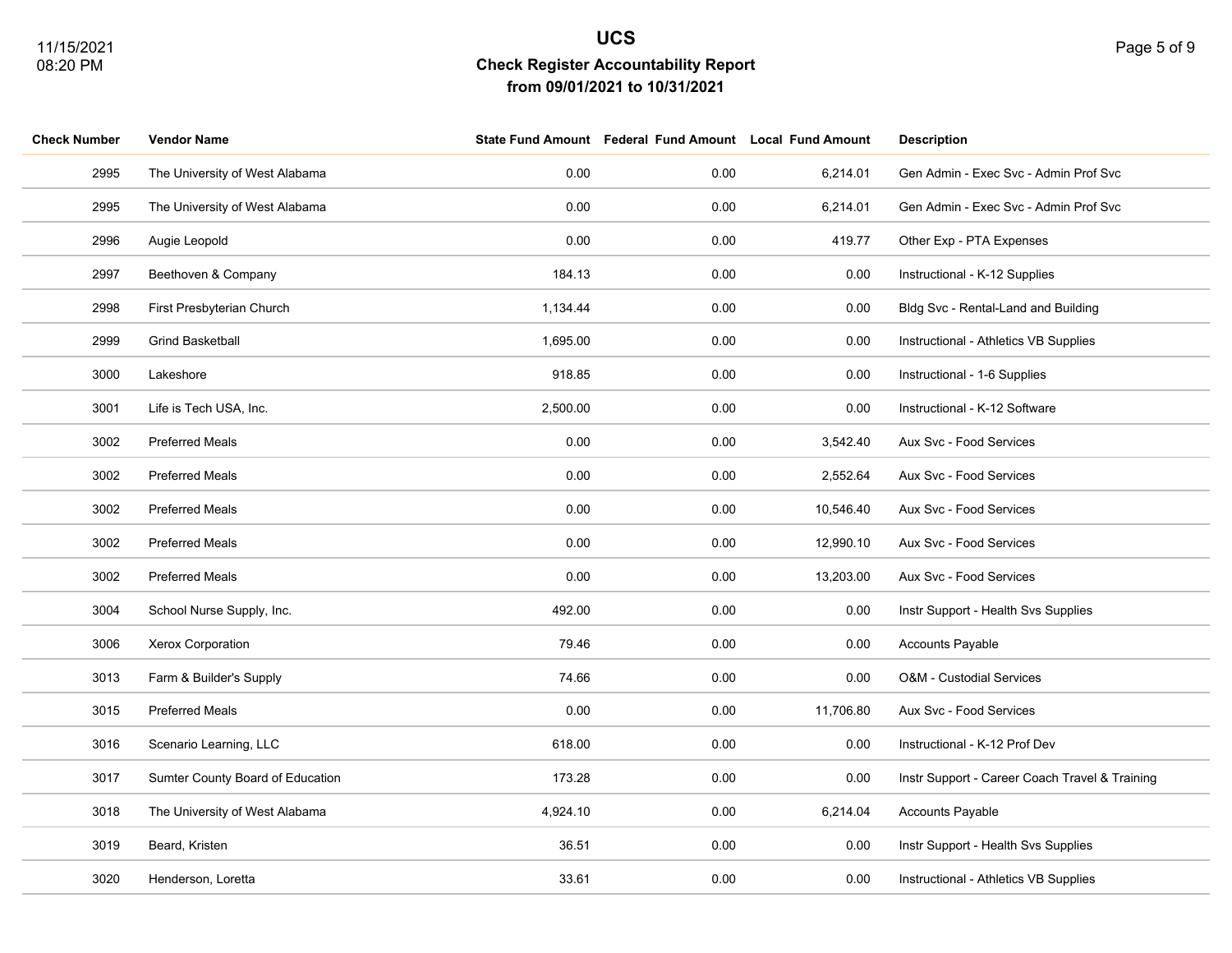# UCS

## Check Register Accountability Report

### from 09/01/2021 to 10/31/2021

| Check Number | Vendor Name | State Fund Amount | Federal Fund Amount | Local Fund Amount | Description |
|---|---|---|---|---|---|
| 2995 | The University of West Alabama | 0.00 | 0.00 | 6,214.01 | Gen Admin - Exec Svc - Admin Prof Svc |
| 2995 | The University of West Alabama | 0.00 | 0.00 | 6,214.01 | Gen Admin - Exec Svc - Admin Prof Svc |
| 2996 | Augie Leopold | 0.00 | 0.00 | 419.77 | Other Exp - PTA Expenses |
| 2997 | Beethoven & Company | 184.13 | 0.00 | 0.00 | Instructional - K-12 Supplies |
| 2998 | First Presbyterian Church | 1,134.44 | 0.00 | 0.00 | Bldg Svc - Rental-Land and Building |
| 2999 | Grind Basketball | 1,695.00 | 0.00 | 0.00 | Instructional - Athletics VB Supplies |
| 3000 | Lakeshore | 918.85 | 0.00 | 0.00 | Instructional - 1-6 Supplies |
| 3001 | Life is Tech USA, Inc. | 2,500.00 | 0.00 | 0.00 | Instructional - K-12 Software |
| 3002 | Preferred Meals | 0.00 | 0.00 | 3,542.40 | Aux Svc - Food Services |
| 3002 | Preferred Meals | 0.00 | 0.00 | 2,552.64 | Aux Svc - Food Services |
| 3002 | Preferred Meals | 0.00 | 0.00 | 10,546.40 | Aux Svc - Food Services |
| 3002 | Preferred Meals | 0.00 | 0.00 | 12,990.10 | Aux Svc - Food Services |
| 3002 | Preferred Meals | 0.00 | 0.00 | 13,203.00 | Aux Svc - Food Services |
| 3004 | School Nurse Supply, Inc. | 492.00 | 0.00 | 0.00 | Instr Support - Health Svs Supplies |
| 3006 | Xerox Corporation | 79.46 | 0.00 | 0.00 | Accounts Payable |
| 3013 | Farm & Builder's Supply | 74.66 | 0.00 | 0.00 | O&M - Custodial Services |
| 3015 | Preferred Meals | 0.00 | 0.00 | 11,706.80 | Aux Svc - Food Services |
| 3016 | Scenario Learning, LLC | 618.00 | 0.00 | 0.00 | Instructional - K-12 Prof Dev |
| 3017 | Sumter County Board of Education | 173.28 | 0.00 | 0.00 | Instr Support - Career Coach Travel & Training |
| 3018 | The University of West Alabama | 4,924.10 | 0.00 | 6,214.04 | Accounts Payable |
| 3019 | Beard, Kristen | 36.51 | 0.00 | 0.00 | Instr Support - Health Svs Supplies |
| 3020 | Henderson, Loretta | 33.61 | 0.00 | 0.00 | Instructional - Athletics VB Supplies |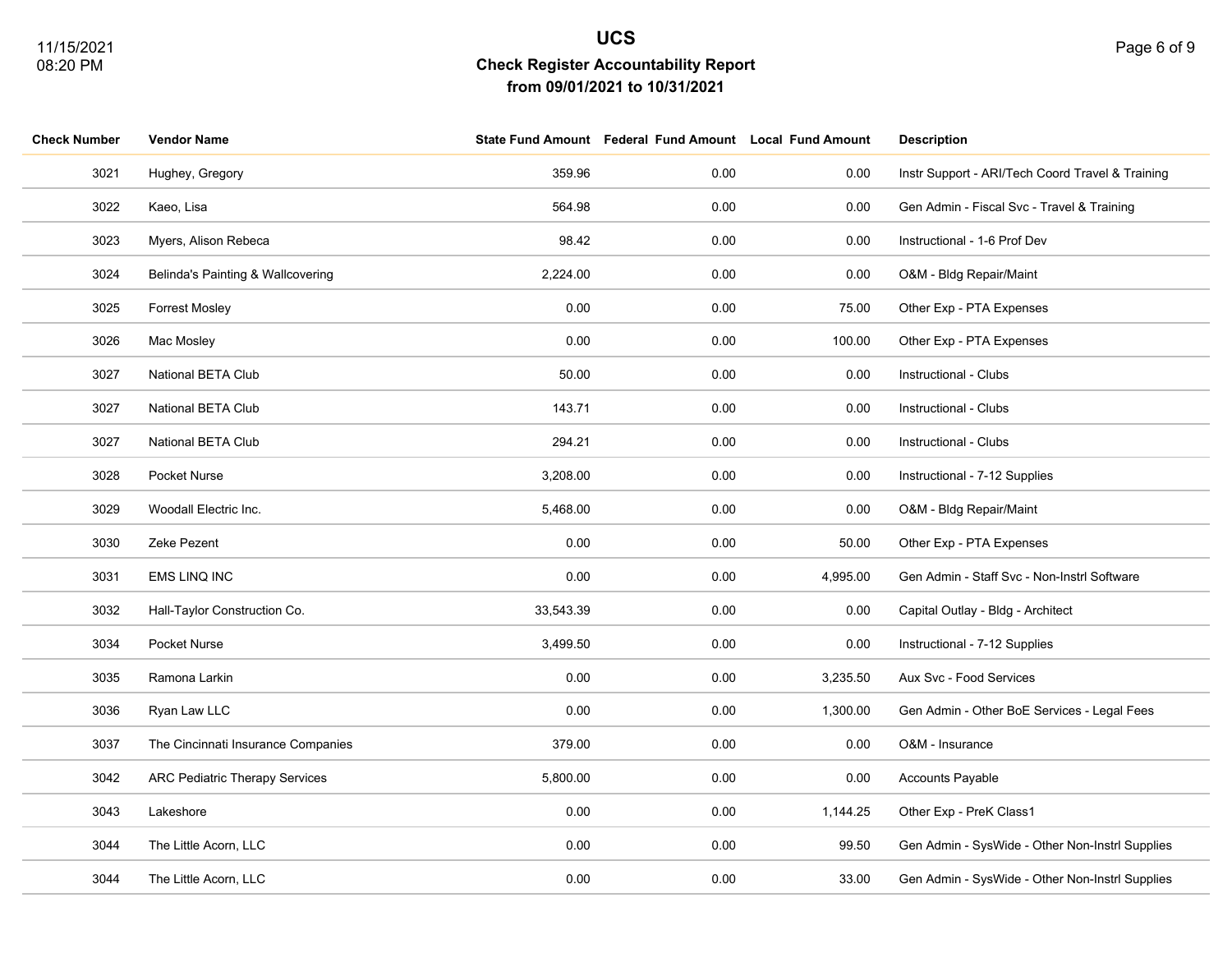# UCS

## Check Register Accountability Report

### from 09/01/2021 to 10/31/2021

| Check Number | Vendor Name | State Fund Amount | Federal Fund Amount | Local Fund Amount | Description |
|---|---|---|---|---|---|
| 3021 | Hughey, Gregory | 359.96 | 0.00 | 0.00 | Instr Support - ARI/Tech Coord Travel & Training |
| 3022 | Kaeo, Lisa | 564.98 | 0.00 | 0.00 | Gen Admin - Fiscal Svc - Travel & Training |
| 3023 | Myers, Alison Rebeca | 98.42 | 0.00 | 0.00 | Instructional - 1-6 Prof Dev |
| 3024 | Belinda's Painting & Wallcovering | 2,224.00 | 0.00 | 0.00 | O&M - Bldg Repair/Maint |
| 3025 | Forrest Mosley | 0.00 | 0.00 | 75.00 | Other Exp - PTA Expenses |
| 3026 | Mac Mosley | 0.00 | 0.00 | 100.00 | Other Exp - PTA Expenses |
| 3027 | National BETA Club | 50.00 | 0.00 | 0.00 | Instructional - Clubs |
| 3027 | National BETA Club | 143.71 | 0.00 | 0.00 | Instructional - Clubs |
| 3027 | National BETA Club | 294.21 | 0.00 | 0.00 | Instructional - Clubs |
| 3028 | Pocket Nurse | 3,208.00 | 0.00 | 0.00 | Instructional - 7-12 Supplies |
| 3029 | Woodall Electric Inc. | 5,468.00 | 0.00 | 0.00 | O&M - Bldg Repair/Maint |
| 3030 | Zeke Pezent | 0.00 | 0.00 | 50.00 | Other Exp - PTA Expenses |
| 3031 | EMS LINQ INC | 0.00 | 0.00 | 4,995.00 | Gen Admin - Staff Svc - Non-Instrl Software |
| 3032 | Hall-Taylor Construction Co. | 33,543.39 | 0.00 | 0.00 | Capital Outlay - Bldg - Architect |
| 3034 | Pocket Nurse | 3,499.50 | 0.00 | 0.00 | Instructional - 7-12 Supplies |
| 3035 | Ramona Larkin | 0.00 | 0.00 | 3,235.50 | Aux Svc - Food Services |
| 3036 | Ryan Law LLC | 0.00 | 0.00 | 1,300.00 | Gen Admin - Other BoE Services - Legal Fees |
| 3037 | The Cincinnati Insurance Companies | 379.00 | 0.00 | 0.00 | O&M - Insurance |
| 3042 | ARC Pediatric Therapy Services | 5,800.00 | 0.00 | 0.00 | Accounts Payable |
| 3043 | Lakeshore | 0.00 | 0.00 | 1,144.25 | Other Exp - PreK Class1 |
| 3044 | The Little Acorn, LLC | 0.00 | 0.00 | 99.50 | Gen Admin - SysWide - Other Non-Instrl Supplies |
| 3044 | The Little Acorn, LLC | 0.00 | 0.00 | 33.00 | Gen Admin - SysWide - Other Non-Instrl Supplies |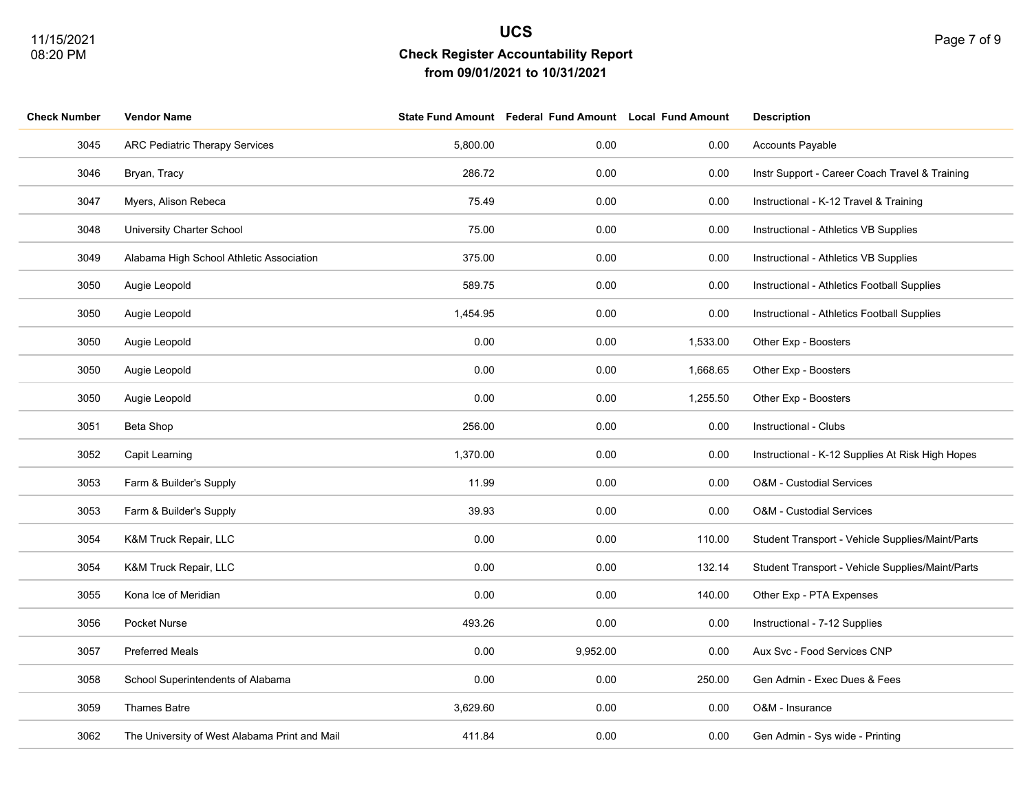# UCS

## Check Register Accountability Report

### from 09/01/2021 to 10/31/2021

| Check Number | Vendor Name | State Fund Amount | Federal Fund Amount | Local Fund Amount | Description |
|---|---|---|---|---|---|
| 3045 | ARC Pediatric Therapy Services | 5,800.00 | 0.00 | 0.00 | Accounts Payable |
| 3046 | Bryan, Tracy | 286.72 | 0.00 | 0.00 | Instr Support - Career Coach Travel & Training |
| 3047 | Myers, Alison Rebeca | 75.49 | 0.00 | 0.00 | Instructional - K-12 Travel & Training |
| 3048 | University Charter School | 75.00 | 0.00 | 0.00 | Instructional - Athletics VB Supplies |
| 3049 | Alabama High School Athletic Association | 375.00 | 0.00 | 0.00 | Instructional - Athletics VB Supplies |
| 3050 | Augie Leopold | 589.75 | 0.00 | 0.00 | Instructional - Athletics Football Supplies |
| 3050 | Augie Leopold | 1,454.95 | 0.00 | 0.00 | Instructional - Athletics Football Supplies |
| 3050 | Augie Leopold | 0.00 | 0.00 | 1,533.00 | Other Exp - Boosters |
| 3050 | Augie Leopold | 0.00 | 0.00 | 1,668.65 | Other Exp - Boosters |
| 3050 | Augie Leopold | 0.00 | 0.00 | 1,255.50 | Other Exp - Boosters |
| 3051 | Beta Shop | 256.00 | 0.00 | 0.00 | Instructional - Clubs |
| 3052 | Capit Learning | 1,370.00 | 0.00 | 0.00 | Instructional - K-12 Supplies At Risk High Hopes |
| 3053 | Farm & Builder's Supply | 11.99 | 0.00 | 0.00 | O&M - Custodial Services |
| 3053 | Farm & Builder's Supply | 39.93 | 0.00 | 0.00 | O&M - Custodial Services |
| 3054 | K&M Truck Repair, LLC | 0.00 | 0.00 | 110.00 | Student Transport - Vehicle Supplies/Maint/Parts |
| 3054 | K&M Truck Repair, LLC | 0.00 | 0.00 | 132.14 | Student Transport - Vehicle Supplies/Maint/Parts |
| 3055 | Kona Ice of Meridian | 0.00 | 0.00 | 140.00 | Other Exp - PTA Expenses |
| 3056 | Pocket Nurse | 493.26 | 0.00 | 0.00 | Instructional - 7-12 Supplies |
| 3057 | Preferred Meals | 0.00 | 9,952.00 | 0.00 | Aux Svc - Food Services CNP |
| 3058 | School Superintendents of Alabama | 0.00 | 0.00 | 250.00 | Gen Admin - Exec Dues & Fees |
| 3059 | Thames Batre | 3,629.60 | 0.00 | 0.00 | O&M - Insurance |
| 3062 | The University of West Alabama Print and Mail | 411.84 | 0.00 | 0.00 | Gen Admin - Sys wide - Printing |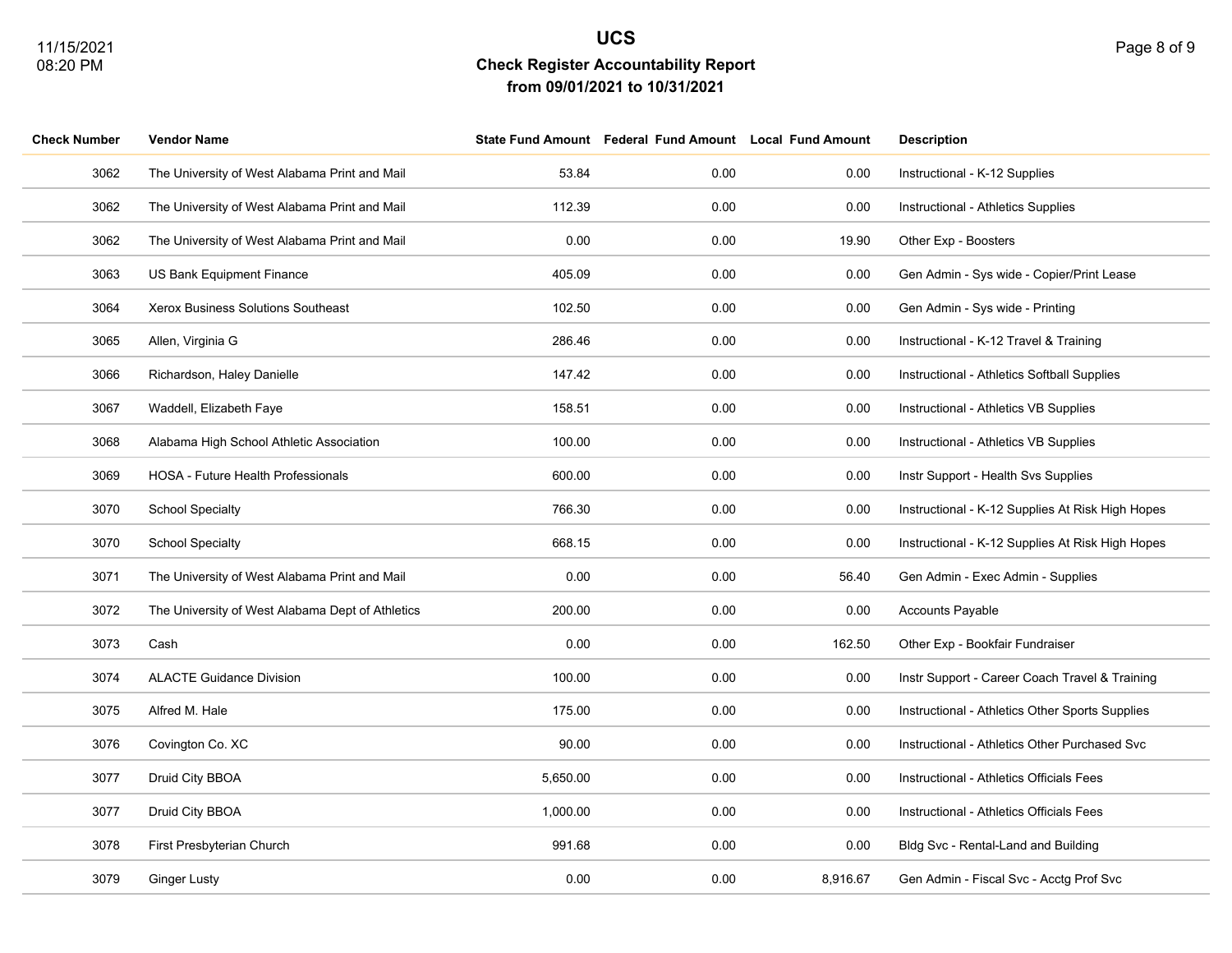# UCS

## Check Register Accountability Report

### from 09/01/2021 to 10/31/2021

| Check Number | Vendor Name | State Fund Amount | Federal Fund Amount | Local Fund Amount | Description |
|---|---|---|---|---|---|
| 3062 | The University of West Alabama Print and Mail | 53.84 | 0.00 | 0.00 | Instructional - K-12 Supplies |
| 3062 | The University of West Alabama Print and Mail | 112.39 | 0.00 | 0.00 | Instructional - Athletics Supplies |
| 3062 | The University of West Alabama Print and Mail | 0.00 | 0.00 | 19.90 | Other Exp - Boosters |
| 3063 | US Bank Equipment Finance | 405.09 | 0.00 | 0.00 | Gen Admin - Sys wide - Copier/Print Lease |
| 3064 | Xerox Business Solutions Southeast | 102.50 | 0.00 | 0.00 | Gen Admin - Sys wide - Printing |
| 3065 | Allen, Virginia G | 286.46 | 0.00 | 0.00 | Instructional - K-12 Travel & Training |
| 3066 | Richardson, Haley Danielle | 147.42 | 0.00 | 0.00 | Instructional - Athletics Softball Supplies |
| 3067 | Waddell, Elizabeth Faye | 158.51 | 0.00 | 0.00 | Instructional - Athletics VB Supplies |
| 3068 | Alabama High School Athletic Association | 100.00 | 0.00 | 0.00 | Instructional - Athletics VB Supplies |
| 3069 | HOSA - Future Health Professionals | 600.00 | 0.00 | 0.00 | Instr Support - Health Svs Supplies |
| 3070 | School Specialty | 766.30 | 0.00 | 0.00 | Instructional - K-12 Supplies At Risk High Hopes |
| 3070 | School Specialty | 668.15 | 0.00 | 0.00 | Instructional - K-12 Supplies At Risk High Hopes |
| 3071 | The University of West Alabama Print and Mail | 0.00 | 0.00 | 56.40 | Gen Admin - Exec Admin - Supplies |
| 3072 | The University of West Alabama Dept of Athletics | 200.00 | 0.00 | 0.00 | Accounts Payable |
| 3073 | Cash | 0.00 | 0.00 | 162.50 | Other Exp - Bookfair Fundraiser |
| 3074 | ALACTE Guidance Division | 100.00 | 0.00 | 0.00 | Instr Support - Career Coach Travel & Training |
| 3075 | Alfred M. Hale | 175.00 | 0.00 | 0.00 | Instructional - Athletics Other Sports Supplies |
| 3076 | Covington Co. XC | 90.00 | 0.00 | 0.00 | Instructional - Athletics Other Purchased Svc |
| 3077 | Druid City BBOA | 5,650.00 | 0.00 | 0.00 | Instructional - Athletics Officials Fees |
| 3077 | Druid City BBOA | 1,000.00 | 0.00 | 0.00 | Instructional - Athletics Officials Fees |
| 3078 | First Presbyterian Church | 991.68 | 0.00 | 0.00 | Bldg Svc - Rental-Land and Building |
| 3079 | Ginger Lusty | 0.00 | 0.00 | 8,916.67 | Gen Admin - Fiscal Svc - Acctg Prof Svc |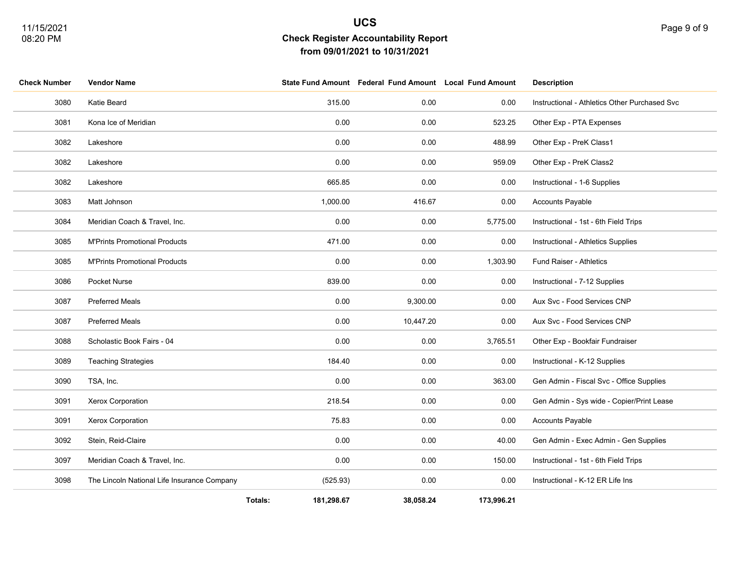# UCS

## Check Register Accountability Report

### from 09/01/2021 to 10/31/2021

| Check Number | Vendor Name | State Fund Amount | Federal Fund Amount | Local Fund Amount | Description |
|---|---|---|---|---|---|
| 3080 | Katie Beard | 315.00 | 0.00 | 0.00 | Instructional - Athletics Other Purchased Svc |
| 3081 | Kona Ice of Meridian | 0.00 | 0.00 | 523.25 | Other Exp - PTA Expenses |
| 3082 | Lakeshore | 0.00 | 0.00 | 488.99 | Other Exp - PreK Class1 |
| 3082 | Lakeshore | 0.00 | 0.00 | 959.09 | Other Exp - PreK Class2 |
| 3082 | Lakeshore | 665.85 | 0.00 | 0.00 | Instructional - 1-6 Supplies |
| 3083 | Matt Johnson | 1,000.00 | 416.67 | 0.00 | Accounts Payable |
| 3084 | Meridian Coach & Travel, Inc. | 0.00 | 0.00 | 5,775.00 | Instructional - 1st - 6th Field Trips |
| 3085 | M'Prints Promotional Products | 471.00 | 0.00 | 0.00 | Instructional - Athletics Supplies |
| 3085 | M'Prints Promotional Products | 0.00 | 0.00 | 1,303.90 | Fund Raiser - Athletics |
| 3086 | Pocket Nurse | 839.00 | 0.00 | 0.00 | Instructional - 7-12 Supplies |
| 3087 | Preferred Meals | 0.00 | 9,300.00 | 0.00 | Aux Svc - Food Services CNP |
| 3087 | Preferred Meals | 0.00 | 10,447.20 | 0.00 | Aux Svc - Food Services CNP |
| 3088 | Scholastic Book Fairs - 04 | 0.00 | 0.00 | 3,765.51 | Other Exp - Bookfair Fundraiser |
| 3089 | Teaching Strategies | 184.40 | 0.00 | 0.00 | Instructional - K-12 Supplies |
| 3090 | TSA, Inc. | 0.00 | 0.00 | 363.00 | Gen Admin - Fiscal Svc - Office Supplies |
| 3091 | Xerox Corporation | 218.54 | 0.00 | 0.00 | Gen Admin - Sys wide - Copier/Print Lease |
| 3091 | Xerox Corporation | 75.83 | 0.00 | 0.00 | Accounts Payable |
| 3092 | Stein, Reid-Claire | 0.00 | 0.00 | 40.00 | Gen Admin - Exec Admin - Gen Supplies |
| 3097 | Meridian Coach & Travel, Inc. | 0.00 | 0.00 | 150.00 | Instructional - 1st - 6th Field Trips |
| 3098 | The Lincoln National Life Insurance Company | (525.93) | 0.00 | 0.00 | Instructional - K-12 ER Life Ins |
| | **Totals:** | **181,298.67** | **38,058.24** | **173,996.21** | |